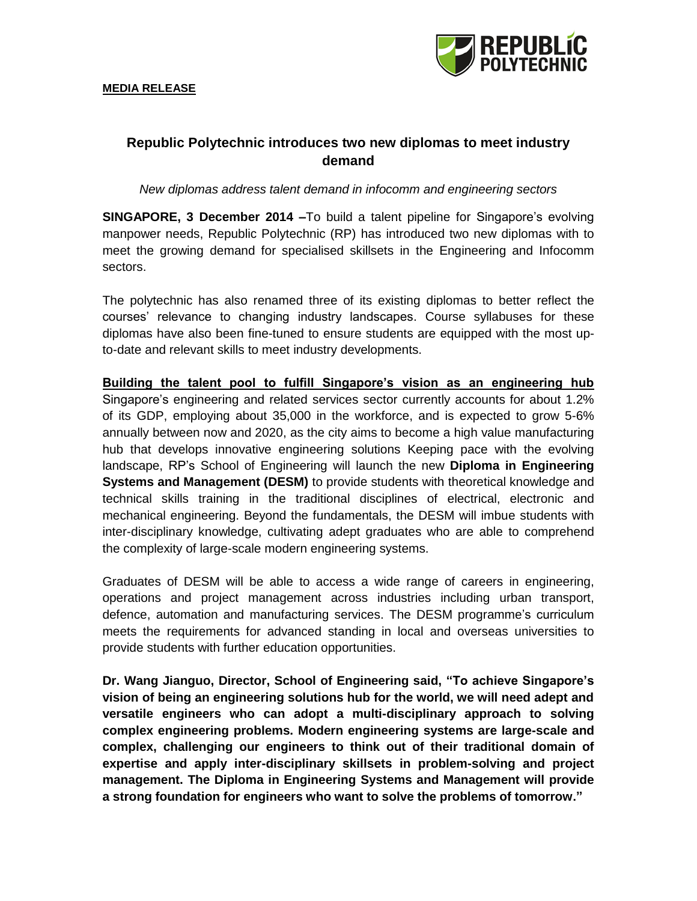**MEDIA RELEASE**

# Republic Polytechnic introduces two new diplomas to meet industry demand

*New diplomas address talent demand in infocomm and engineering sectors*

**SINGAPORE, 3 December 2014 –**To build a talent pipeline for Singapore's evolving manpower needs, Republic Polytechnic (RP) has introduced two new diplomas with to meet the growing demand for specialised skillsets in the Engineering and Infocomm sectors.

The polytechnic has also renamed three of its existing diplomas to better reflect the courses' relevance to changing industry landscapes. Course syllabuses for these diplomas have also been fine-tuned to ensure students are equipped with the most up-to-date and relevant skills to meet industry developments.

## Building the talent pool to fulfill Singapore's vision as an engineering hub

Singapore's engineering and related services sector currently accounts for about 1.2% of its GDP, employing about 35,000 in the workforce, and is expected to grow 5-6% annually between now and 2020, as the city aims to become a high value manufacturing hub that develops innovative engineering solutions Keeping pace with the evolving landscape, RP's School of Engineering will launch the new **Diploma in Engineering Systems and Management (DESM)** to provide students with theoretical knowledge and technical skills training in the traditional disciplines of electrical, electronic and mechanical engineering. Beyond the fundamentals, the DESM will imbue students with inter-disciplinary knowledge, cultivating adept graduates who are able to comprehend the complexity of large-scale modern engineering systems.

Graduates of DESM will be able to access a wide range of careers in engineering, operations and project management across industries including urban transport, defence, automation and manufacturing services. The DESM programme's curriculum meets the requirements for advanced standing in local and overseas universities to provide students with further education opportunities.

**Dr. Wang Jianguo, Director, School of Engineering said, "To achieve Singapore's vision of being an engineering solutions hub for the world, we will need adept and versatile engineers who can adopt a multi-disciplinary approach to solving complex engineering problems. Modern engineering systems are large-scale and complex, challenging our engineers to think out of their traditional domain of expertise and apply inter-disciplinary skillsets in problem-solving and project management. The Diploma in Engineering Systems and Management will provide a strong foundation for engineers who want to solve the problems of tomorrow."**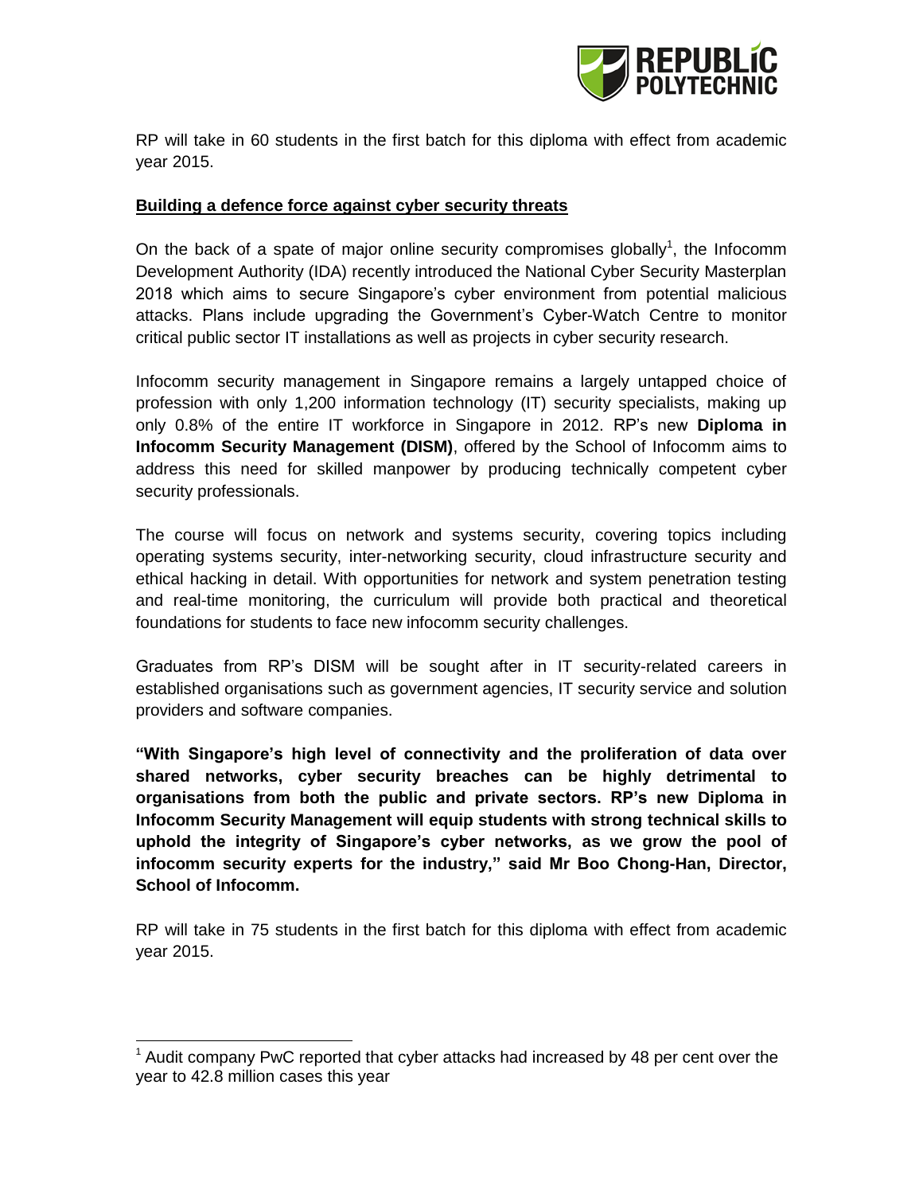RP will take in 60 students in the first batch for this diploma with effect from academic year 2015.

## Building a defence force against cyber security threats

On the back of a spate of major online security compromises globally[1], the Infocomm Development Authority (IDA) recently introduced the National Cyber Security Masterplan 2018 which aims to secure Singapore's cyber environment from potential malicious attacks. Plans include upgrading the Government's Cyber-Watch Centre to monitor critical public sector IT installations as well as projects in cyber security research.

Infocomm security management in Singapore remains a largely untapped choice of profession with only 1,200 information technology (IT) security specialists, making up only 0.8% of the entire IT workforce in Singapore in 2012. RP's new **Diploma in Infocomm Security Management (DISM)**, offered by the School of Infocomm aims to address this need for skilled manpower by producing technically competent cyber security professionals.

The course will focus on network and systems security, covering topics including operating systems security, inter-networking security, cloud infrastructure security and ethical hacking in detail. With opportunities for network and system penetration testing and real-time monitoring, the curriculum will provide both practical and theoretical foundations for students to face new infocomm security challenges.

Graduates from RP's DISM will be sought after in IT security-related careers in established organisations such as government agencies, IT security service and solution providers and software companies.

**"With Singapore's high level of connectivity and the proliferation of data over shared networks, cyber security breaches can be highly detrimental to organisations from both the public and private sectors. RP's new Diploma in Infocomm Security Management will equip students with strong technical skills to uphold the integrity of Singapore's cyber networks, as we grow the pool of infocomm security experts for the industry," said Mr Boo Chong-Han, Director, School of Infocomm.**

RP will take in 75 students in the first batch for this diploma with effect from academic year 2015.

---

[1] Audit company PwC reported that cyber attacks had increased by 48 per cent over the year to 42.8 million cases this year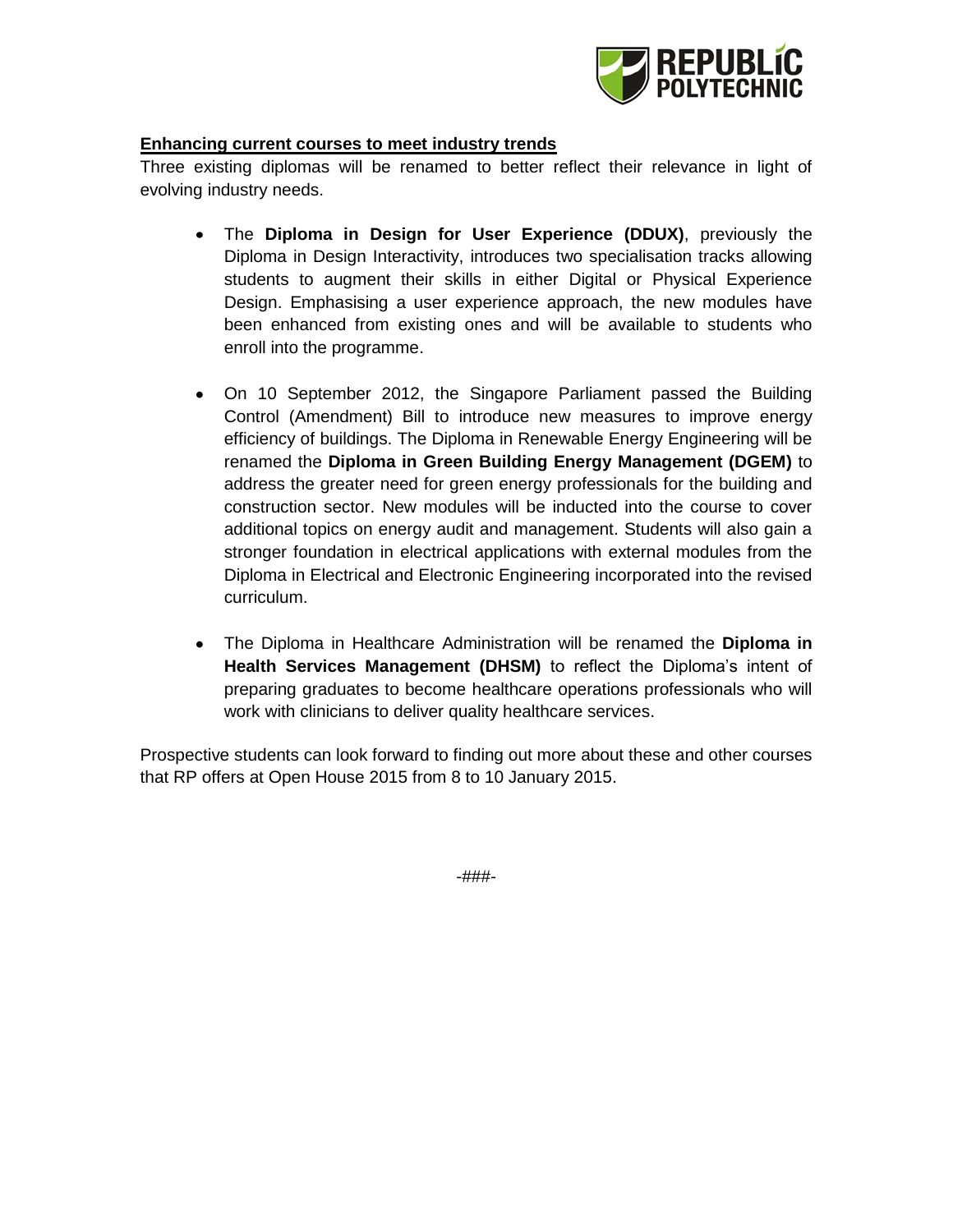**Enhancing current courses to meet industry trends**

Three existing diplomas will be renamed to better reflect their relevance in light of evolving industry needs.

- The **Diploma in Design for User Experience (DDUX)**, previously the Diploma in Design Interactivity, introduces two specialisation tracks allowing students to augment their skills in either Digital or Physical Experience Design. Emphasising a user experience approach, the new modules have been enhanced from existing ones and will be available to students who enroll into the programme.

- On 10 September 2012, the Singapore Parliament passed the Building Control (Amendment) Bill to introduce new measures to improve energy efficiency of buildings. The Diploma in Renewable Energy Engineering will be renamed the **Diploma in Green Building Energy Management (DGEM)** to address the greater need for green energy professionals for the building and construction sector. New modules will be inducted into the course to cover additional topics on energy audit and management. Students will also gain a stronger foundation in electrical applications with external modules from the Diploma in Electrical and Electronic Engineering incorporated into the revised curriculum.

- The Diploma in Healthcare Administration will be renamed the **Diploma in Health Services Management (DHSM)** to reflect the Diploma's intent of preparing graduates to become healthcare operations professionals who will work with clinicians to deliver quality healthcare services.

Prospective students can look forward to finding out more about these and other courses that RP offers at Open House 2015 from 8 to 10 January 2015.

-###-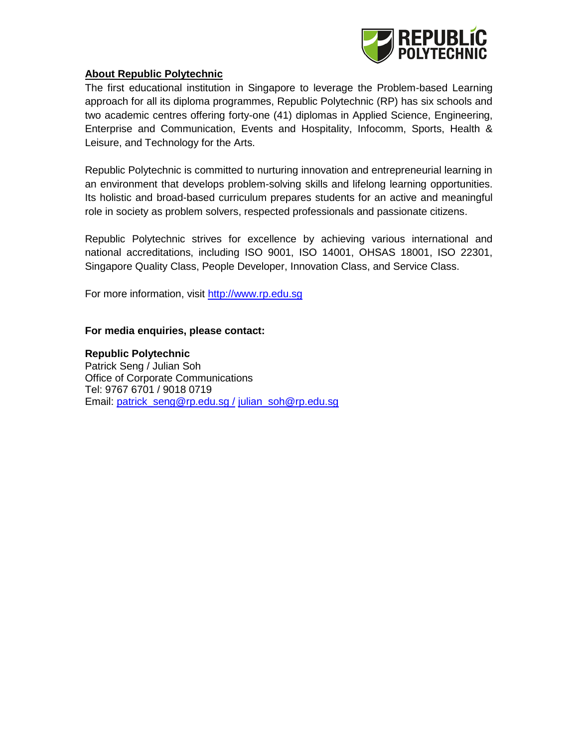## About Republic Polytechnic

The first educational institution in Singapore to leverage the Problem-based Learning approach for all its diploma programmes, Republic Polytechnic (RP) has six schools and two academic centres offering forty-one (41) diplomas in Applied Science, Engineering, Enterprise and Communication, Events and Hospitality, Infocomm, Sports, Health & Leisure, and Technology for the Arts.

Republic Polytechnic is committed to nurturing innovation and entrepreneurial learning in an environment that develops problem-solving skills and lifelong learning opportunities. Its holistic and broad-based curriculum prepares students for an active and meaningful role in society as problem solvers, respected professionals and passionate citizens.

Republic Polytechnic strives for excellence by achieving various international and national accreditations, including ISO 9001, ISO 14001, OHSAS 18001, ISO 22301, Singapore Quality Class, People Developer, Innovation Class, and Service Class.

For more information, visit http://www.rp.edu.sg

**For media enquiries, please contact:**

**Republic Polytechnic**
Patrick Seng / Julian Soh
Office of Corporate Communications
Tel: 9767 6701 / 9018 0719
Email: patrick_seng@rp.edu.sg / julian_soh@rp.edu.sg